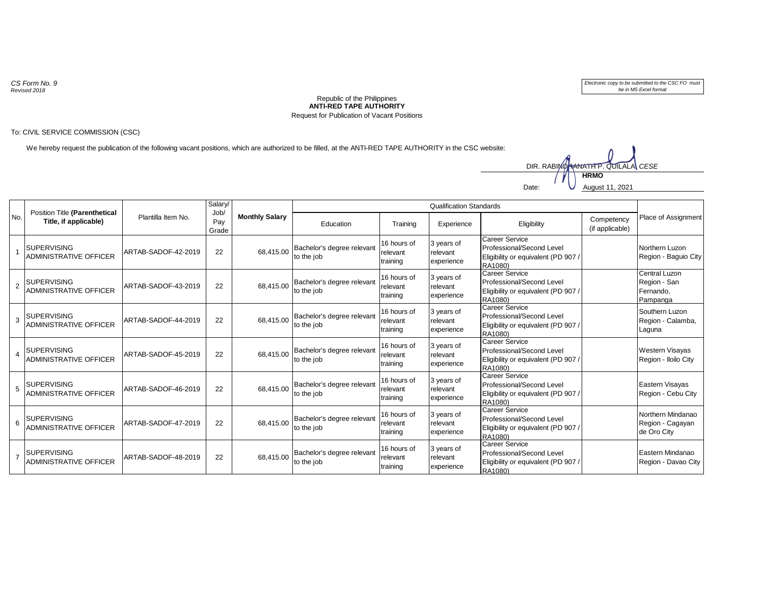*CS Form No. 9*
*Revised 2018*

*Electronic copy to be submitted to the CSC FO must be in MS Excel format*

Republic of the Philippines
**ANTI-RED TAPE AUTHORITY**
Request for Publication of Vacant Positions

To: CIVIL SERVICE COMMISSION (CSC)

We hereby request the publication of the following vacant positions, which are authorized to be filled, at the ANTI-RED TAPE AUTHORITY in the CSC website:

DIR. RABINDRANATH P. QUILALA, *CESE*
**HRMO**

Date: August 11, 2021

| No. | Position Title **(Parenthetical Title, if applicable)** | Plantilla Item No. | Salary/ Job/ Pay Grade | **Monthly Salary** | Qualification Standards | | | | | Place of Assignment |
|---|---|---|---|---|---|---|---|---|---|---|
| | | | | | Education | Training | Experience | Eligibility | Competency (if applicable) | |
| 1 | SUPERVISING ADMINISTRATIVE OFFICER | ARTAB-SADOF-42-2019 | 22 | 68,415.00 | Bachelor's degree relevant to the job | 16 hours of relevant training | 3 years of relevant experience | Career Service Professional/Second Level Eligibility or equivalent (PD 907 / RA1080) | | Northern Luzon Region - Baguio City |
| 2 | SUPERVISING ADMINISTRATIVE OFFICER | ARTAB-SADOF-43-2019 | 22 | 68,415.00 | Bachelor's degree relevant to the job | 16 hours of relevant training | 3 years of relevant experience | Career Service Professional/Second Level Eligibility or equivalent (PD 907 / RA1080) | | Central Luzon Region - San Fernando, Pampanga |
| 3 | SUPERVISING ADMINISTRATIVE OFFICER | ARTAB-SADOF-44-2019 | 22 | 68,415.00 | Bachelor's degree relevant to the job | 16 hours of relevant training | 3 years of relevant experience | Career Service Professional/Second Level Eligibility or equivalent (PD 907 / RA1080) | | Southern Luzon Region - Calamba, Laguna |
| 4 | SUPERVISING ADMINISTRATIVE OFFICER | ARTAB-SADOF-45-2019 | 22 | 68,415.00 | Bachelor's degree relevant to the job | 16 hours of relevant training | 3 years of relevant experience | Career Service Professional/Second Level Eligibility or equivalent (PD 907 / RA1080) | | Western Visayas Region - Iloilo City |
| 5 | SUPERVISING ADMINISTRATIVE OFFICER | ARTAB-SADOF-46-2019 | 22 | 68,415.00 | Bachelor's degree relevant to the job | 16 hours of relevant training | 3 years of relevant experience | Career Service Professional/Second Level Eligibility or equivalent (PD 907 / RA1080) | | Eastern Visayas Region - Cebu City |
| 6 | SUPERVISING ADMINISTRATIVE OFFICER | ARTAB-SADOF-47-2019 | 22 | 68,415.00 | Bachelor's degree relevant to the job | 16 hours of relevant training | 3 years of relevant experience | Career Service Professional/Second Level Eligibility or equivalent (PD 907 / RA1080) | | Northern Mindanao Region - Cagayan de Oro City |
| 7 | SUPERVISING ADMINISTRATIVE OFFICER | ARTAB-SADOF-48-2019 | 22 | 68,415.00 | Bachelor's degree relevant to the job | 16 hours of relevant training | 3 years of relevant experience | Career Service Professional/Second Level Eligibility or equivalent (PD 907 / RA1080) | | Eastern Mindanao Region - Davao City |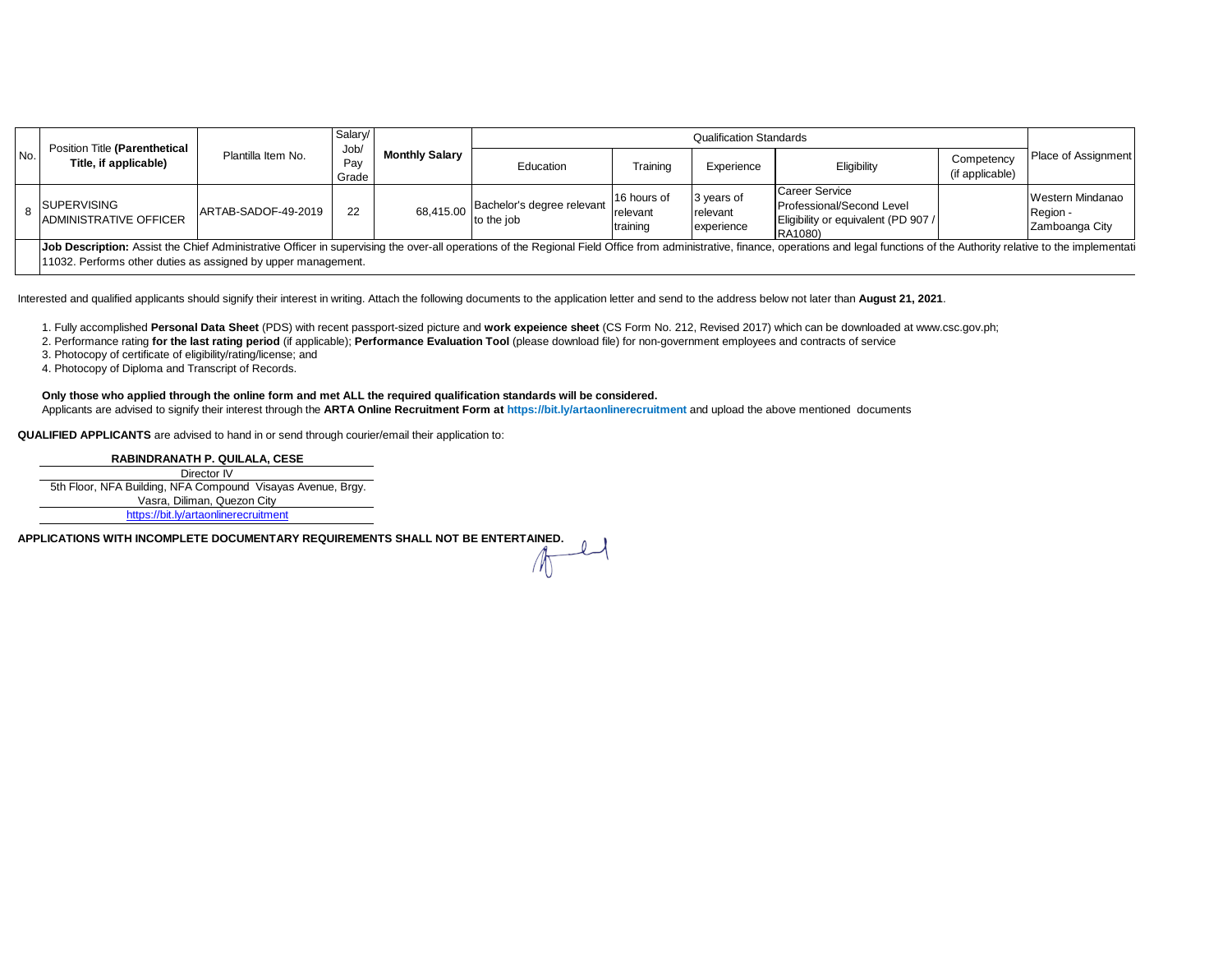| No. | Position Title (Parenthetical Title, if applicable) | Plantilla Item No. | Salary/ Job/ Pay Grade | Monthly Salary | Qualification Standards | | | | | Place of Assignment |
|---|---|---|---|---|---|---|---|---|---|---|
| | | | | | Education | Training | Experience | Eligibility | Competency (if applicable) | |
| 8 | SUPERVISING ADMINISTRATIVE OFFICER | ARTAB-SADOF-49-2019 | 22 | 68,415.00 | Bachelor's degree relevant to the job | 16 hours of relevant training | 3 years of relevant experience | Career Service Professional/Second Level Eligibility or equivalent (PD 907 / RA1080) | | Western Mindanao Region - Zamboanga City |
| | **Job Description:** Assist the Chief Administrative Officer in supervising the over-all operations of the Regional Field Office from administrative, finance, operations and legal functions of the Authority relative to the implementati 11032. Performs other duties as assigned by upper management. | | | | | | | | | |

Interested and qualified applicants should signify their interest in writing. Attach the following documents to the application letter and send to the address below not later than **August 21, 2021**.

1. Fully accomplished **Personal Data Sheet** (PDS) with recent passport-sized picture and **work expeience sheet** (CS Form No. 212, Revised 2017) which can be downloaded at www.csc.gov.ph;
2. Performance rating **for the last rating period** (if applicable); **Performance Evaluation Tool** (please download file) for non-government employees and contracts of service
3. Photocopy of certificate of eligibility/rating/license; and
4. Photocopy of Diploma and Transcript of Records.

**Only those who applied through the online form and met ALL the required qualification standards will be considered.**
Applicants are advised to signify their interest through the **ARTA Online Recruitment Form at https://bit.ly/artaonlinerecruitment** and upload the above mentioned documents

**QUALIFIED APPLICANTS** are advised to hand in or send through courier/email their application to:

**RABINDRANATH P. QUILALA, CESE**
Director IV
5th Floor, NFA Building, NFA Compound Visayas Avenue, Brgy. Vasra, Diliman, Quezon City
https://bit.ly/artaonlinerecruitment

**APPLICATIONS WITH INCOMPLETE DOCUMENTARY REQUIREMENTS SHALL NOT BE ENTERTAINED.**